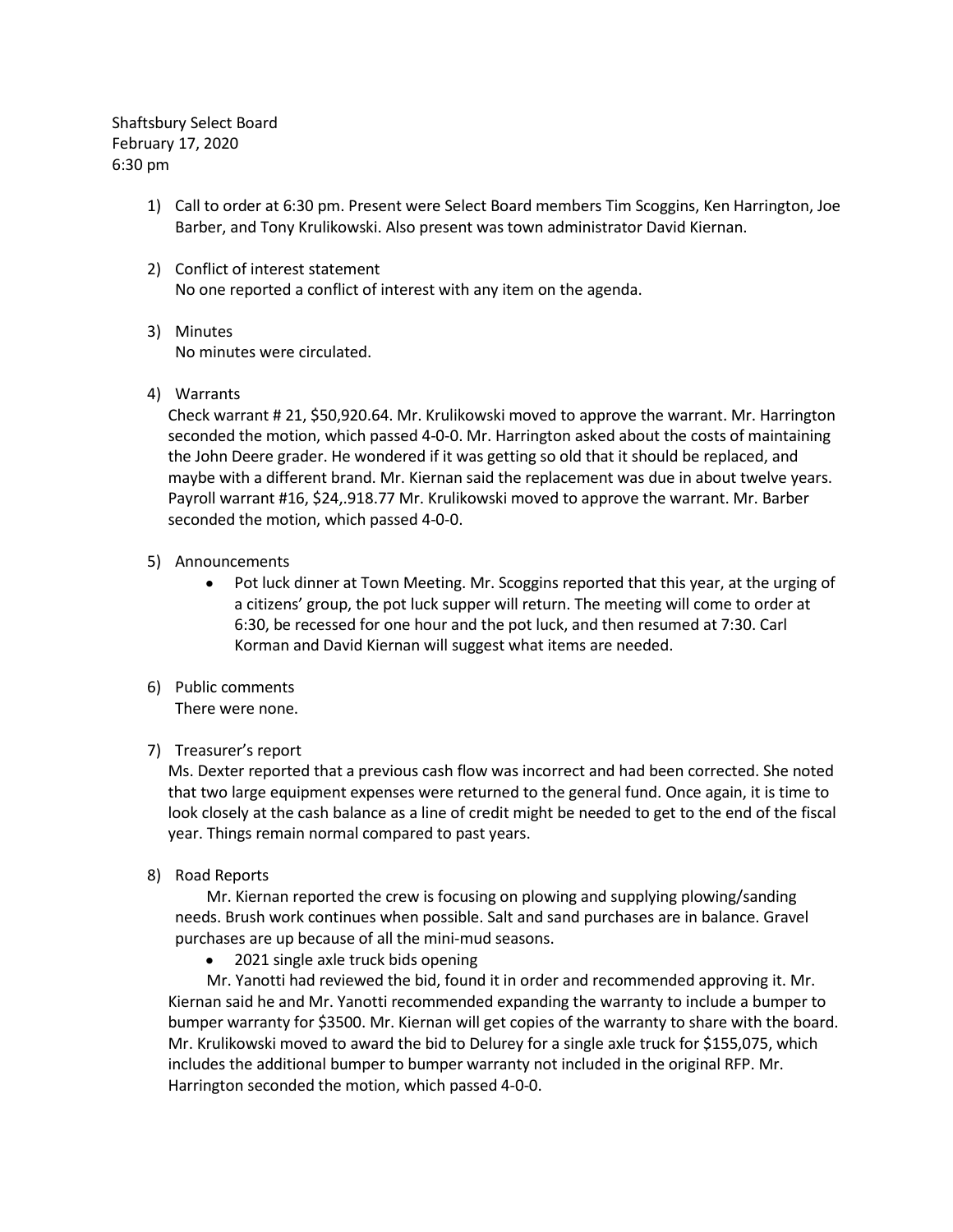Shaftsbury Select Board
February 17, 2020
6:30 pm

1) Call to order at 6:30 pm. Present were Select Board members Tim Scoggins, Ken Harrington, Joe Barber, and Tony Krulikowski. Also present was town administrator David Kiernan.

2) Conflict of interest statement
   No one reported a conflict of interest with any item on the agenda.

3) Minutes
   No minutes were circulated.

4) Warrants
   Check warrant # 21, $50,920.64. Mr. Krulikowski moved to approve the warrant. Mr. Harrington seconded the motion, which passed 4-0-0. Mr. Harrington asked about the costs of maintaining the John Deere grader. He wondered if it was getting so old that it should be replaced, and maybe with a different brand. Mr. Kiernan said the replacement was due in about twelve years. Payroll warrant #16, $24,.918.77 Mr. Krulikowski moved to approve the warrant. Mr. Barber seconded the motion, which passed 4-0-0.

5) Announcements
   - Pot luck dinner at Town Meeting. Mr. Scoggins reported that this year, at the urging of a citizens' group, the pot luck supper will return. The meeting will come to order at 6:30, be recessed for one hour and the pot luck, and then resumed at 7:30. Carl Korman and David Kiernan will suggest what items are needed.

6) Public comments
   There were none.

7) Treasurer's report
   Ms. Dexter reported that a previous cash flow was incorrect and had been corrected. She noted that two large equipment expenses were returned to the general fund. Once again, it is time to look closely at the cash balance as a line of credit might be needed to get to the end of the fiscal year. Things remain normal compared to past years.

8) Road Reports
   Mr. Kiernan reported the crew is focusing on plowing and supplying plowing/sanding needs. Brush work continues when possible. Salt and sand purchases are in balance. Gravel purchases are up because of all the mini-mud seasons.
   - 2021 single axle truck bids opening

   Mr. Yanotti had reviewed the bid, found it in order and recommended approving it. Mr. Kiernan said he and Mr. Yanotti recommended expanding the warranty to include a bumper to bumper warranty for $3500. Mr. Kiernan will get copies of the warranty to share with the board. Mr. Krulikowski moved to award the bid to Delurey for a single axle truck for $155,075, which includes the additional bumper to bumper warranty not included in the original RFP. Mr. Harrington seconded the motion, which passed 4-0-0.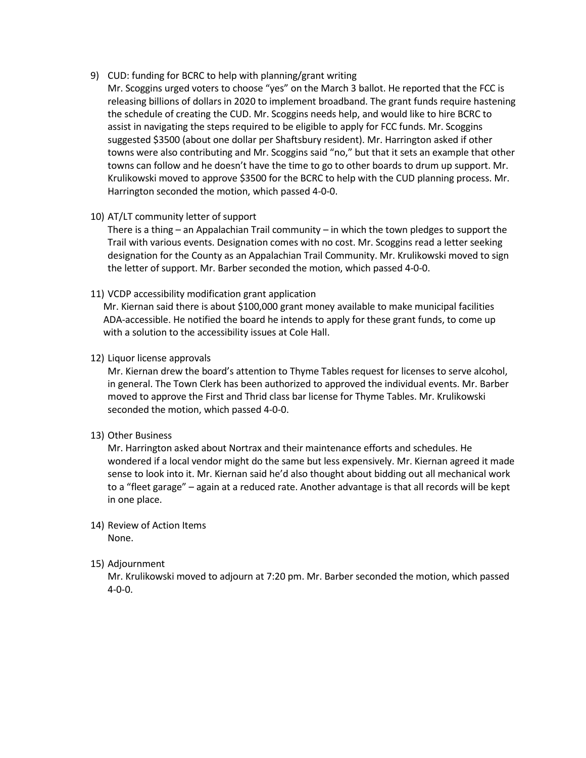9) CUD: funding for BCRC to help with planning/grant writing

   Mr. Scoggins urged voters to choose "yes" on the March 3 ballot. He reported that the FCC is releasing billions of dollars in 2020 to implement broadband. The grant funds require hastening the schedule of creating the CUD. Mr. Scoggins needs help, and would like to hire BCRC to assist in navigating the steps required to be eligible to apply for FCC funds. Mr. Scoggins suggested $3500 (about one dollar per Shaftsbury resident). Mr. Harrington asked if other towns were also contributing and Mr. Scoggins said "no," but that it sets an example that other towns can follow and he doesn't have the time to go to other boards to drum up support. Mr. Krulikowski moved to approve $3500 for the BCRC to help with the CUD planning process. Mr. Harrington seconded the motion, which passed 4-0-0.

10) AT/LT community letter of support

   There is a thing – an Appalachian Trail community – in which the town pledges to support the Trail with various events. Designation comes with no cost. Mr. Scoggins read a letter seeking designation for the County as an Appalachian Trail Community. Mr. Krulikowski moved to sign the letter of support. Mr. Barber seconded the motion, which passed 4-0-0.

11) VCDP accessibility modification grant application

   Mr. Kiernan said there is about $100,000 grant money available to make municipal facilities ADA-accessible. He notified the board he intends to apply for these grant funds, to come up with a solution to the accessibility issues at Cole Hall.

12) Liquor license approvals

   Mr. Kiernan drew the board's attention to Thyme Tables request for licenses to serve alcohol, in general. The Town Clerk has been authorized to approved the individual events. Mr. Barber moved to approve the First and Thrid class bar license for Thyme Tables. Mr. Krulikowski seconded the motion, which passed 4-0-0.

13) Other Business

   Mr. Harrington asked about Nortrax and their maintenance efforts and schedules. He wondered if a local vendor might do the same but less expensively. Mr. Kiernan agreed it made sense to look into it. Mr. Kiernan said he'd also thought about bidding out all mechanical work to a "fleet garage" – again at a reduced rate. Another advantage is that all records will be kept in one place.

14) Review of Action Items

   None.

15) Adjournment

   Mr. Krulikowski moved to adjourn at 7:20 pm. Mr. Barber seconded the motion, which passed 4-0-0.